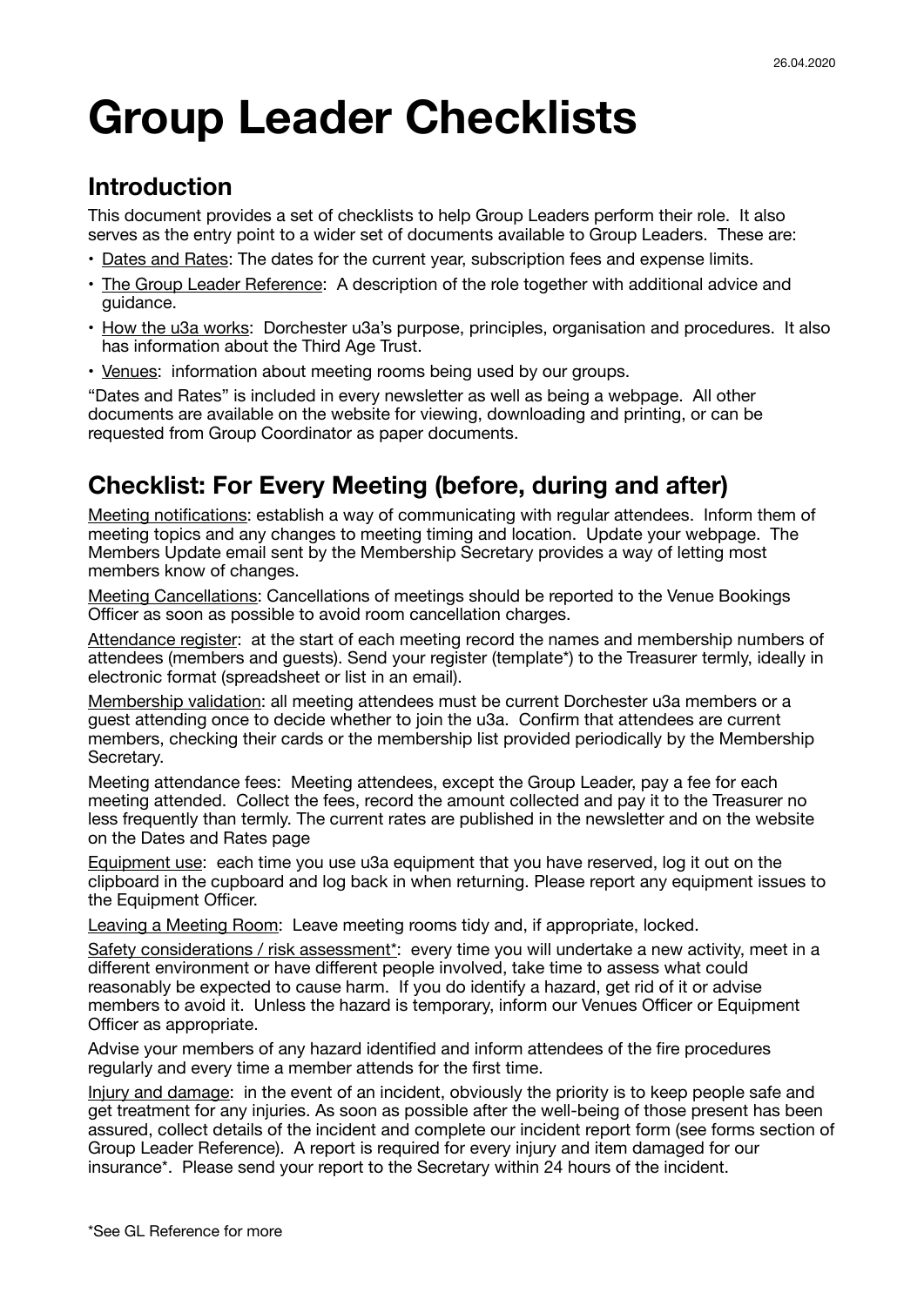26.04.2020

# Group Leader Checklists

## Introduction

This document provides a set of checklists to help Group Leaders perform their role. It also serves as the entry point to a wider set of documents available to Group Leaders. These are:

- Dates and Rates: The dates for the current year, subscription fees and expense limits.
- The Group Leader Reference: A description of the role together with additional advice and guidance.
- How the u3a works: Dorchester u3a's purpose, principles, organisation and procedures. It also has information about the Third Age Trust.
- Venues: information about meeting rooms being used by our groups.

"Dates and Rates" is included in every newsletter as well as being a webpage. All other documents are available on the website for viewing, downloading and printing, or can be requested from Group Coordinator as paper documents.

## Checklist: For Every Meeting (before, during and after)

Meeting notifications: establish a way of communicating with regular attendees. Inform them of meeting topics and any changes to meeting timing and location. Update your webpage. The Members Update email sent by the Membership Secretary provides a way of letting most members know of changes.

Meeting Cancellations: Cancellations of meetings should be reported to the Venue Bookings Officer as soon as possible to avoid room cancellation charges.

Attendance register: at the start of each meeting record the names and membership numbers of attendees (members and guests). Send your register (template*) to the Treasurer termly, ideally in electronic format (spreadsheet or list in an email).

Membership validation: all meeting attendees must be current Dorchester u3a members or a guest attending once to decide whether to join the u3a. Confirm that attendees are current members, checking their cards or the membership list provided periodically by the Membership Secretary.

Meeting attendance fees: Meeting attendees, except the Group Leader, pay a fee for each meeting attended. Collect the fees, record the amount collected and pay it to the Treasurer no less frequently than termly. The current rates are published in the newsletter and on the website on the Dates and Rates page

Equipment use: each time you use u3a equipment that you have reserved, log it out on the clipboard in the cupboard and log back in when returning. Please report any equipment issues to the Equipment Officer.

Leaving a Meeting Room: Leave meeting rooms tidy and, if appropriate, locked.

Safety considerations / risk assessment*: every time you will undertake a new activity, meet in a different environment or have different people involved, take time to assess what could reasonably be expected to cause harm. If you do identify a hazard, get rid of it or advise members to avoid it. Unless the hazard is temporary, inform our Venues Officer or Equipment Officer as appropriate.

Advise your members of any hazard identified and inform attendees of the fire procedures regularly and every time a member attends for the first time.

Injury and damage: in the event of an incident, obviously the priority is to keep people safe and get treatment for any injuries. As soon as possible after the well-being of those present has been assured, collect details of the incident and complete our incident report form (see forms section of Group Leader Reference). A report is required for every injury and item damaged for our insurance*. Please send your report to the Secretary within 24 hours of the incident.

*See GL Reference for more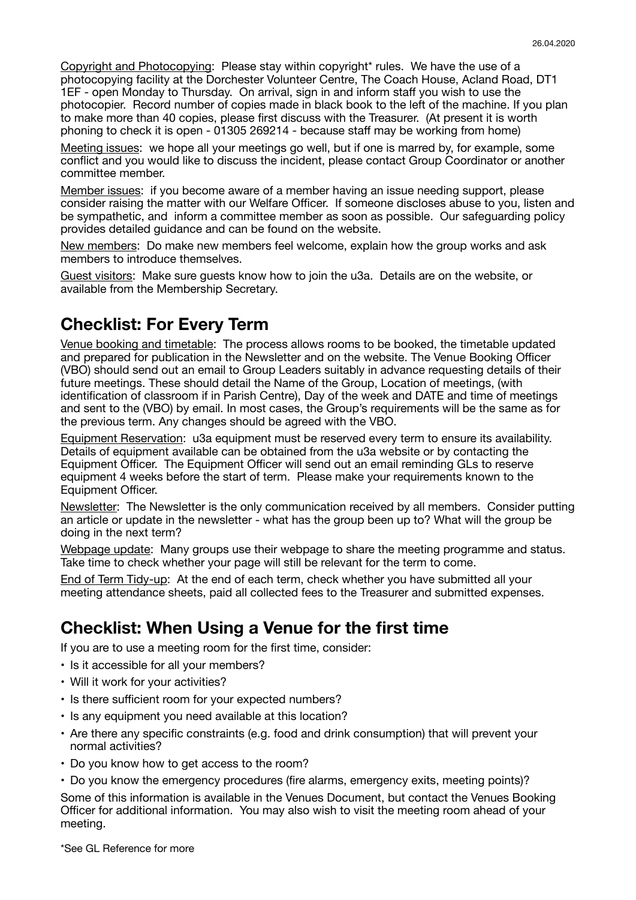Copyright and Photocopying: Please stay within copyright* rules. We have the use of a photocopying facility at the Dorchester Volunteer Centre, The Coach House, Acland Road, DT1 1EF - open Monday to Thursday. On arrival, sign in and inform staff you wish to use the photocopier. Record number of copies made in black book to the left of the machine. If you plan to make more than 40 copies, please first discuss with the Treasurer. (At present it is worth phoning to check it is open - 01305 269214 - because staff may be working from home)

Meeting issues: we hope all your meetings go well, but if one is marred by, for example, some conflict and you would like to discuss the incident, please contact Group Coordinator or another committee member.

Member issues: if you become aware of a member having an issue needing support, please consider raising the matter with our Welfare Officer. If someone discloses abuse to you, listen and be sympathetic, and inform a committee member as soon as possible. Our safeguarding policy provides detailed guidance and can be found on the website.

New members: Do make new members feel welcome, explain how the group works and ask members to introduce themselves.

Guest visitors: Make sure guests know how to join the u3a. Details are on the website, or available from the Membership Secretary.

## Checklist: For Every Term

Venue booking and timetable: The process allows rooms to be booked, the timetable updated and prepared for publication in the Newsletter and on the website. The Venue Booking Officer (VBO) should send out an email to Group Leaders suitably in advance requesting details of their future meetings. These should detail the Name of the Group, Location of meetings, (with identification of classroom if in Parish Centre), Day of the week and DATE and time of meetings and sent to the (VBO) by email. In most cases, the Group's requirements will be the same as for the previous term. Any changes should be agreed with the VBO.

Equipment Reservation: u3a equipment must be reserved every term to ensure its availability. Details of equipment available can be obtained from the u3a website or by contacting the Equipment Officer. The Equipment Officer will send out an email reminding GLs to reserve equipment 4 weeks before the start of term. Please make your requirements known to the Equipment Officer.

Newsletter: The Newsletter is the only communication received by all members. Consider putting an article or update in the newsletter - what has the group been up to? What will the group be doing in the next term?

Webpage update: Many groups use their webpage to share the meeting programme and status. Take time to check whether your page will still be relevant for the term to come.

End of Term Tidy-up: At the end of each term, check whether you have submitted all your meeting attendance sheets, paid all collected fees to the Treasurer and submitted expenses.

## Checklist: When Using a Venue for the first time

If you are to use a meeting room for the first time, consider:

- Is it accessible for all your members?
- Will it work for your activities?
- Is there sufficient room for your expected numbers?
- Is any equipment you need available at this location?
- Are there any specific constraints (e.g. food and drink consumption) that will prevent your normal activities?
- Do you know how to get access to the room?
- Do you know the emergency procedures (fire alarms, emergency exits, meeting points)?

Some of this information is available in the Venues Document, but contact the Venues Booking Officer for additional information. You may also wish to visit the meeting room ahead of your meeting.

*See GL Reference for more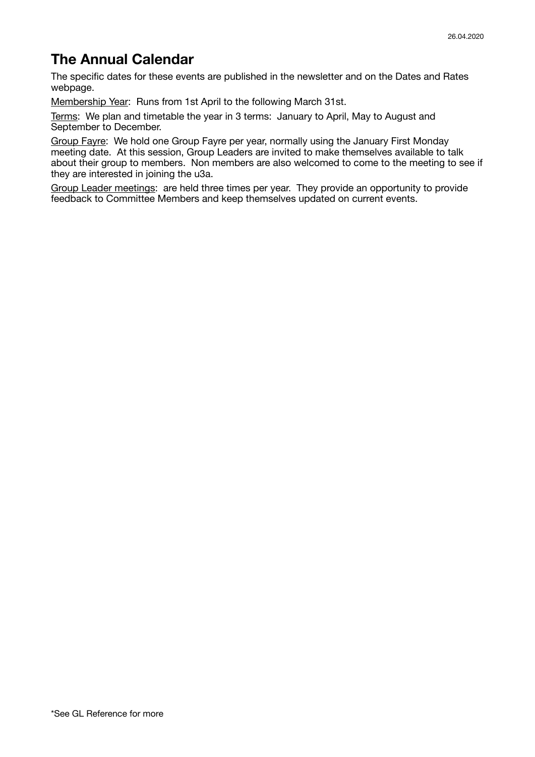## The Annual Calendar

The specific dates for these events are published in the newsletter and on the Dates and Rates webpage.

Membership Year: Runs from 1st April to the following March 31st.

Terms: We plan and timetable the year in 3 terms: January to April, May to August and September to December.

Group Fayre: We hold one Group Fayre per year, normally using the January First Monday meeting date. At this session, Group Leaders are invited to make themselves available to talk about their group to members. Non members are also welcomed to come to the meeting to see if they are interested in joining the u3a.

Group Leader meetings: are held three times per year. They provide an opportunity to provide feedback to Committee Members and keep themselves updated on current events.

*See GL Reference for more